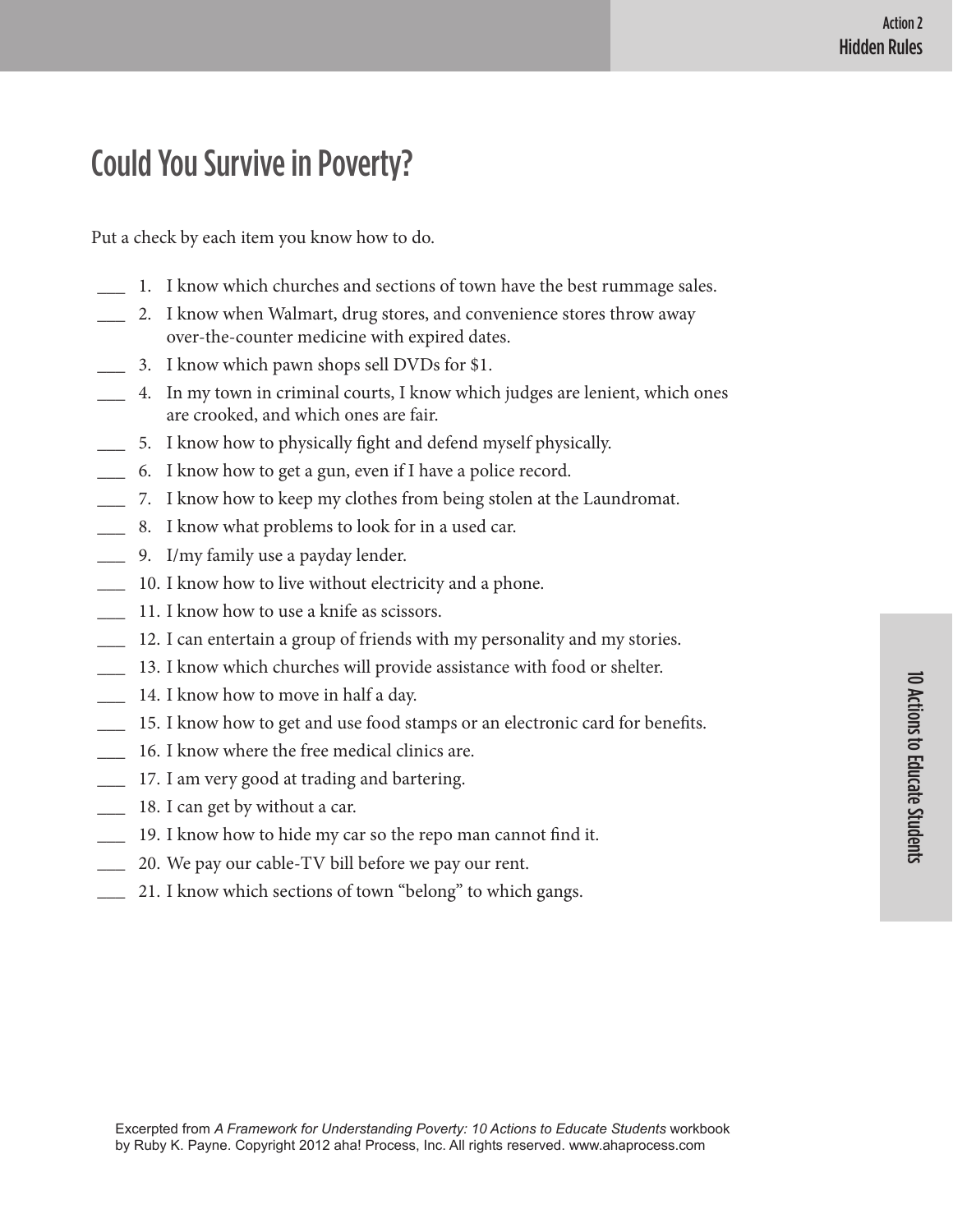# Could You Survive in Poverty?

Put a check by each item you know how to do.

___ 1. I know which churches and sections of town have the best rummage sales.

___ 2. I know when Walmart, drug stores, and convenience stores throw away over-the-counter medicine with expired dates.

___ 3. I know which pawn shops sell DVDs for $1.

___ 4. In my town in criminal courts, I know which judges are lenient, which ones are crooked, and which ones are fair.

___ 5. I know how to physically fight and defend myself physically.

___ 6. I know how to get a gun, even if I have a police record.

___ 7. I know how to keep my clothes from being stolen at the Laundromat.

___ 8. I know what problems to look for in a used car.

___ 9. I/my family use a payday lender.

___ 10. I know how to live without electricity and a phone.

___ 11. I know how to use a knife as scissors.

___ 12. I can entertain a group of friends with my personality and my stories.

___ 13. I know which churches will provide assistance with food or shelter.

___ 14. I know how to move in half a day.

___ 15. I know how to get and use food stamps or an electronic card for benefits.

___ 16. I know where the free medical clinics are.

___ 17. I am very good at trading and bartering.

___ 18. I can get by without a car.

___ 19. I know how to hide my car so the repo man cannot find it.

___ 20. We pay our cable-TV bill before we pay our rent.

___ 21. I know which sections of town "belong" to which gangs.

Excerpted from *A Framework for Understanding Poverty: 10 Actions to Educate Students* workbook by Ruby K. Payne. Copyright 2012 aha! Process, Inc. All rights reserved. www.ahaprocess.com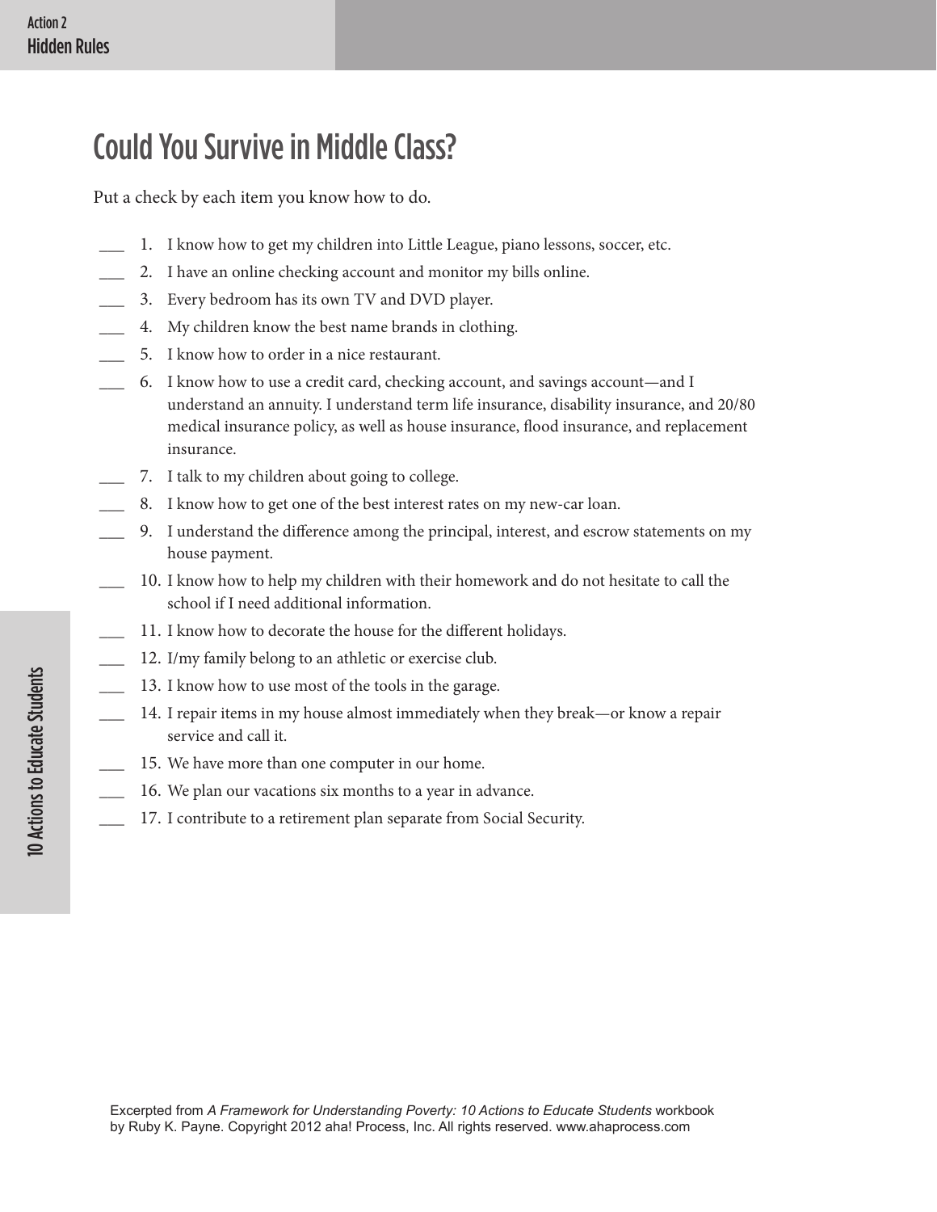# Could You Survive in Middle Class?

Put a check by each item you know how to do.

___ 1. I know how to get my children into Little League, piano lessons, soccer, etc.

___ 2. I have an online checking account and monitor my bills online.

___ 3. Every bedroom has its own TV and DVD player.

___ 4. My children know the best name brands in clothing.

___ 5. I know how to order in a nice restaurant.

___ 6. I know how to use a credit card, checking account, and savings account—and I understand an annuity. I understand term life insurance, disability insurance, and 20/80 medical insurance policy, as well as house insurance, flood insurance, and replacement insurance.

___ 7. I talk to my children about going to college.

___ 8. I know how to get one of the best interest rates on my new-car loan.

___ 9. I understand the difference among the principal, interest, and escrow statements on my house payment.

___ 10. I know how to help my children with their homework and do not hesitate to call the school if I need additional information.

___ 11. I know how to decorate the house for the different holidays.

___ 12. I/my family belong to an athletic or exercise club.

___ 13. I know how to use most of the tools in the garage.

___ 14. I repair items in my house almost immediately when they break—or know a repair service and call it.

___ 15. We have more than one computer in our home.

___ 16. We plan our vacations six months to a year in advance.

___ 17. I contribute to a retirement plan separate from Social Security.

Excerpted from *A Framework for Understanding Poverty: 10 Actions to Educate Students* workbook by Ruby K. Payne. Copyright 2012 aha! Process, Inc. All rights reserved. www.ahaprocess.com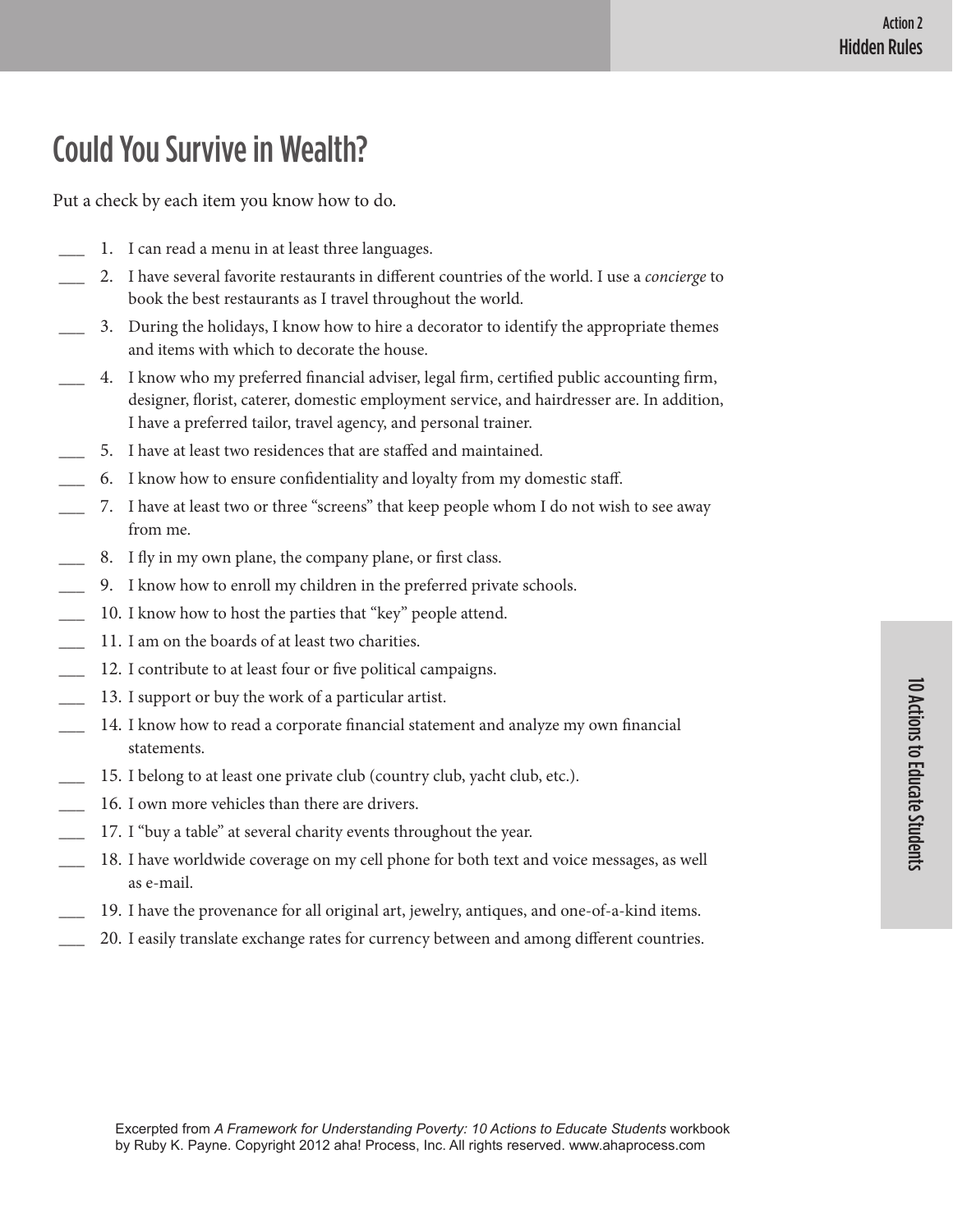# Could You Survive in Wealth?

Put a check by each item you know how to do.

___ 1. I can read a menu in at least three languages.

___ 2. I have several favorite restaurants in different countries of the world. I use a *concierge* to book the best restaurants as I travel throughout the world.

___ 3. During the holidays, I know how to hire a decorator to identify the appropriate themes and items with which to decorate the house.

___ 4. I know who my preferred financial adviser, legal firm, certified public accounting firm, designer, florist, caterer, domestic employment service, and hairdresser are. In addition, I have a preferred tailor, travel agency, and personal trainer.

___ 5. I have at least two residences that are staffed and maintained.

___ 6. I know how to ensure confidentiality and loyalty from my domestic staff.

___ 7. I have at least two or three "screens" that keep people whom I do not wish to see away from me.

___ 8. I fly in my own plane, the company plane, or first class.

___ 9. I know how to enroll my children in the preferred private schools.

___ 10. I know how to host the parties that "key" people attend.

___ 11. I am on the boards of at least two charities.

___ 12. I contribute to at least four or five political campaigns.

___ 13. I support or buy the work of a particular artist.

___ 14. I know how to read a corporate financial statement and analyze my own financial statements.

___ 15. I belong to at least one private club (country club, yacht club, etc.).

___ 16. I own more vehicles than there are drivers.

___ 17. I "buy a table" at several charity events throughout the year.

___ 18. I have worldwide coverage on my cell phone for both text and voice messages, as well as e-mail.

___ 19. I have the provenance for all original art, jewelry, antiques, and one-of-a-kind items.

___ 20. I easily translate exchange rates for currency between and among different countries.

Excerpted from *A Framework for Understanding Poverty: 10 Actions to Educate Students* workbook by Ruby K. Payne. Copyright 2012 aha! Process, Inc. All rights reserved. www.ahaprocess.com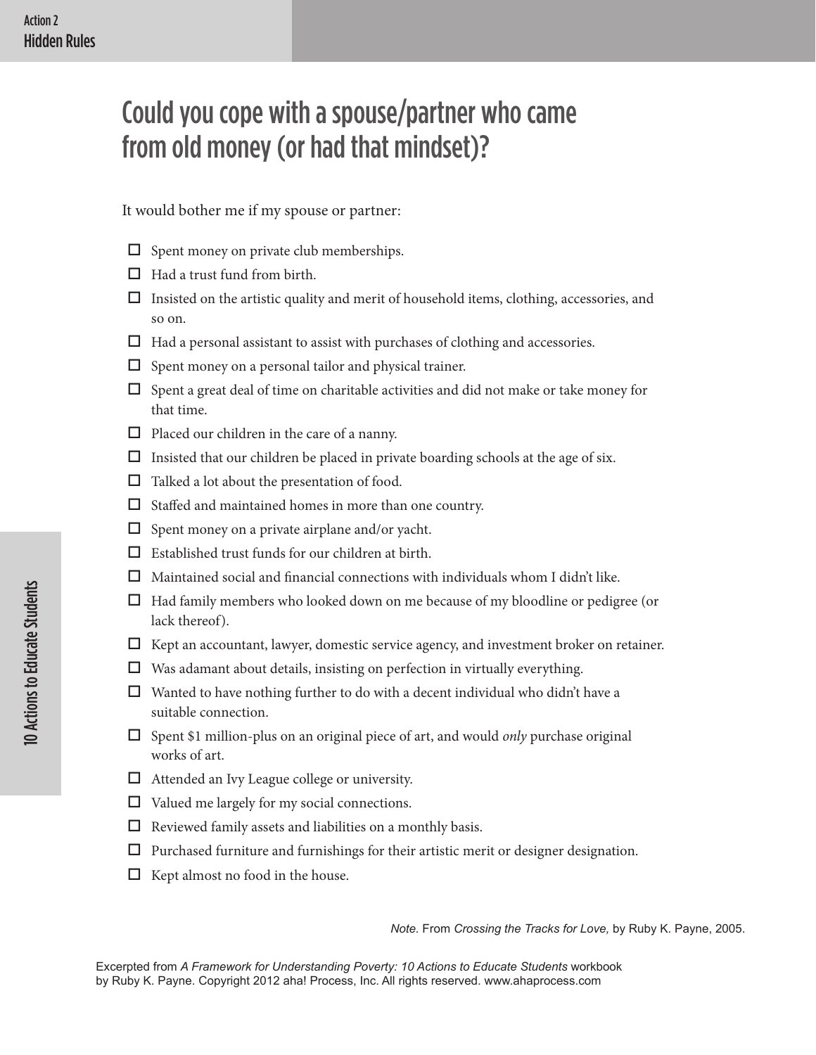# Could you cope with a spouse/partner who came from old money (or had that mindset)?

It would bother me if my spouse or partner:

- ☐ Spent money on private club memberships.
- ☐ Had a trust fund from birth.
- ☐ Insisted on the artistic quality and merit of household items, clothing, accessories, and so on.
- ☐ Had a personal assistant to assist with purchases of clothing and accessories.
- ☐ Spent money on a personal tailor and physical trainer.
- ☐ Spent a great deal of time on charitable activities and did not make or take money for that time.
- ☐ Placed our children in the care of a nanny.
- ☐ Insisted that our children be placed in private boarding schools at the age of six.
- ☐ Talked a lot about the presentation of food.
- ☐ Staffed and maintained homes in more than one country.
- ☐ Spent money on a private airplane and/or yacht.
- ☐ Established trust funds for our children at birth.
- ☐ Maintained social and financial connections with individuals whom I didn't like.
- ☐ Had family members who looked down on me because of my bloodline or pedigree (or lack thereof).
- ☐ Kept an accountant, lawyer, domestic service agency, and investment broker on retainer.
- ☐ Was adamant about details, insisting on perfection in virtually everything.
- ☐ Wanted to have nothing further to do with a decent individual who didn't have a suitable connection.
- ☐ Spent $1 million-plus on an original piece of art, and would *only* purchase original works of art.
- ☐ Attended an Ivy League college or university.
- ☐ Valued me largely for my social connections.
- ☐ Reviewed family assets and liabilities on a monthly basis.
- ☐ Purchased furniture and furnishings for their artistic merit or designer designation.
- ☐ Kept almost no food in the house.

*Note.* From *Crossing the Tracks for Love,* by Ruby K. Payne, 2005.

Excerpted from *A Framework for Understanding Poverty: 10 Actions to Educate Students* workbook by Ruby K. Payne. Copyright 2012 aha! Process, Inc. All rights reserved. www.ahaprocess.com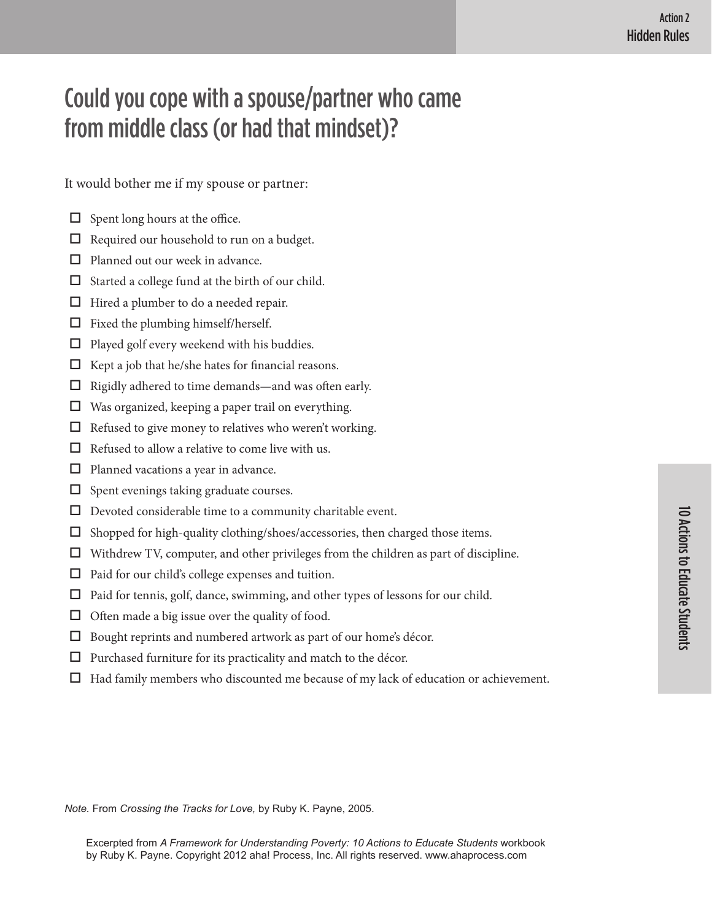# Could you cope with a spouse/partner who came from middle class (or had that mindset)?

It would bother me if my spouse or partner:

- ☐ Spent long hours at the office.
- ☐ Required our household to run on a budget.
- ☐ Planned out our week in advance.
- ☐ Started a college fund at the birth of our child.
- ☐ Hired a plumber to do a needed repair.
- ☐ Fixed the plumbing himself/herself.
- ☐ Played golf every weekend with his buddies.
- ☐ Kept a job that he/she hates for financial reasons.
- ☐ Rigidly adhered to time demands—and was often early.
- ☐ Was organized, keeping a paper trail on everything.
- ☐ Refused to give money to relatives who weren't working.
- ☐ Refused to allow a relative to come live with us.
- ☐ Planned vacations a year in advance.
- ☐ Spent evenings taking graduate courses.
- ☐ Devoted considerable time to a community charitable event.
- ☐ Shopped for high-quality clothing/shoes/accessories, then charged those items.
- ☐ Withdrew TV, computer, and other privileges from the children as part of discipline.
- ☐ Paid for our child's college expenses and tuition.
- ☐ Paid for tennis, golf, dance, swimming, and other types of lessons for our child.
- ☐ Often made a big issue over the quality of food.
- ☐ Bought reprints and numbered artwork as part of our home's décor.
- ☐ Purchased furniture for its practicality and match to the décor.
- ☐ Had family members who discounted me because of my lack of education or achievement.

*Note.* From *Crossing the Tracks for Love,* by Ruby K. Payne, 2005.

Excerpted from *A Framework for Understanding Poverty: 10 Actions to Educate Students* workbook by Ruby K. Payne. Copyright 2012 aha! Process, Inc. All rights reserved. www.ahaprocess.com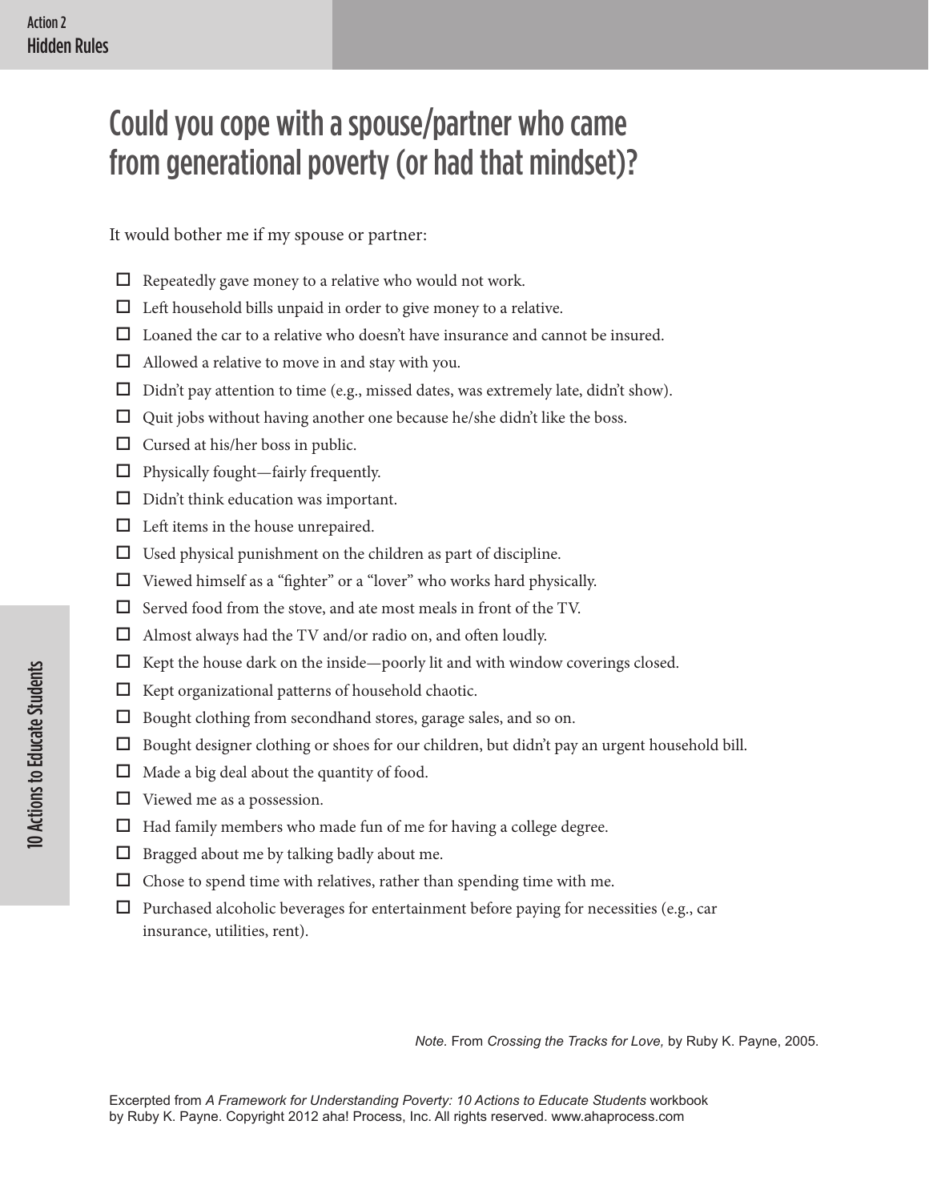# Could you cope with a spouse/partner who came from generational poverty (or had that mindset)?

It would bother me if my spouse or partner:

- ☐ Repeatedly gave money to a relative who would not work.
- ☐ Left household bills unpaid in order to give money to a relative.
- ☐ Loaned the car to a relative who doesn't have insurance and cannot be insured.
- ☐ Allowed a relative to move in and stay with you.
- ☐ Didn't pay attention to time (e.g., missed dates, was extremely late, didn't show).
- ☐ Quit jobs without having another one because he/she didn't like the boss.
- ☐ Cursed at his/her boss in public.
- ☐ Physically fought—fairly frequently.
- ☐ Didn't think education was important.
- ☐ Left items in the house unrepaired.
- ☐ Used physical punishment on the children as part of discipline.
- ☐ Viewed himself as a "fighter" or a "lover" who works hard physically.
- ☐ Served food from the stove, and ate most meals in front of the TV.
- ☐ Almost always had the TV and/or radio on, and often loudly.
- ☐ Kept the house dark on the inside—poorly lit and with window coverings closed.
- ☐ Kept organizational patterns of household chaotic.
- ☐ Bought clothing from secondhand stores, garage sales, and so on.
- ☐ Bought designer clothing or shoes for our children, but didn't pay an urgent household bill.
- ☐ Made a big deal about the quantity of food.
- ☐ Viewed me as a possession.
- ☐ Had family members who made fun of me for having a college degree.
- ☐ Bragged about me by talking badly about me.
- ☐ Chose to spend time with relatives, rather than spending time with me.
- ☐ Purchased alcoholic beverages for entertainment before paying for necessities (e.g., car insurance, utilities, rent).

*Note.* From *Crossing the Tracks for Love,* by Ruby K. Payne, 2005.